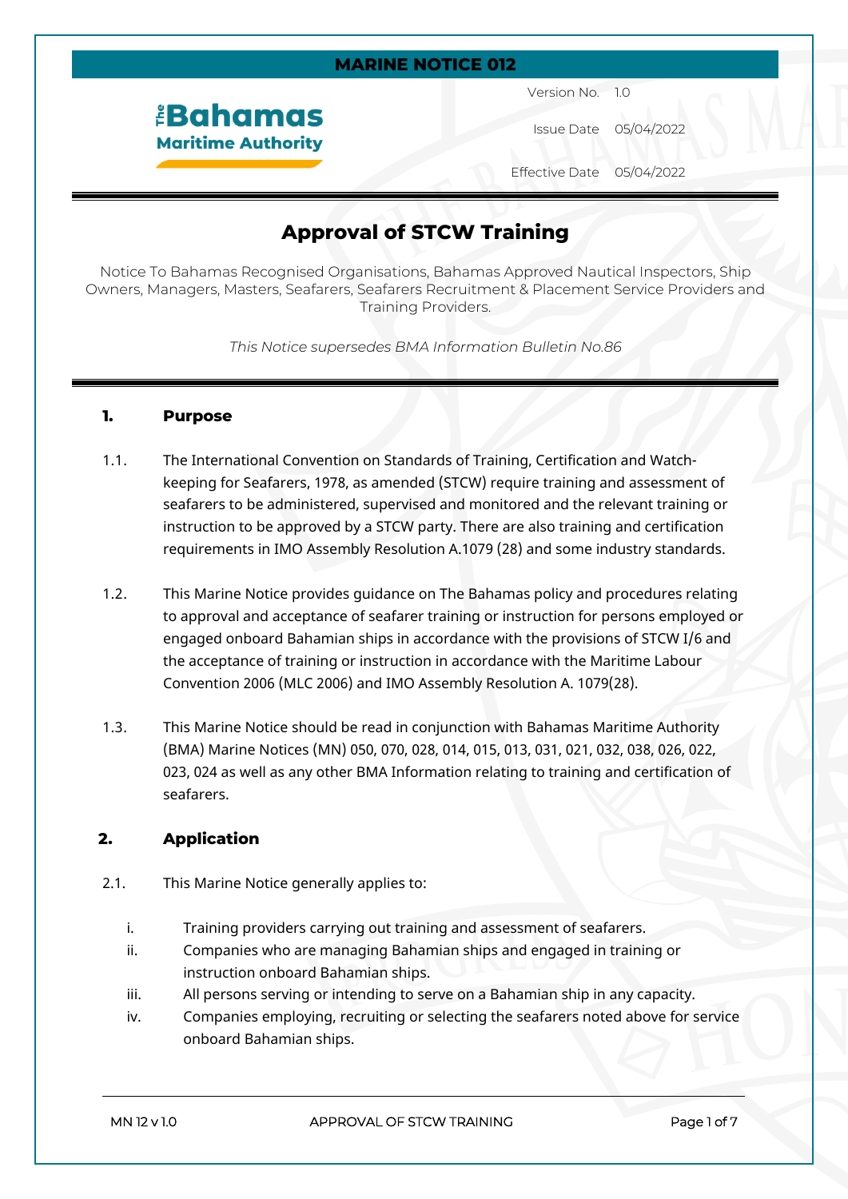MARINE NOTICE 012

The Bahamas Maritime Authority

Version No. 1.0

Issue Date 05/04/2022

Effective Date 05/04/2022

# Approval of STCW Training

Notice To Bahamas Recognised Organisations, Bahamas Approved Nautical Inspectors, Ship Owners, Managers, Masters, Seafarers, Seafarers Recruitment & Placement Service Providers and Training Providers.

*This Notice supersedes BMA Information Bulletin No.86*

## 1. Purpose

1.1. The International Convention on Standards of Training, Certification and Watch-keeping for Seafarers, 1978, as amended (STCW) require training and assessment of seafarers to be administered, supervised and monitored and the relevant training or instruction to be approved by a STCW party. There are also training and certification requirements in IMO Assembly Resolution A.1079 (28) and some industry standards.

1.2. This Marine Notice provides guidance on The Bahamas policy and procedures relating to approval and acceptance of seafarer training or instruction for persons employed or engaged onboard Bahamian ships in accordance with the provisions of STCW I/6 and the acceptance of training or instruction in accordance with the Maritime Labour Convention 2006 (MLC 2006) and IMO Assembly Resolution A. 1079(28).

1.3. This Marine Notice should be read in conjunction with Bahamas Maritime Authority (BMA) Marine Notices (MN) 050, 070, 028, 014, 015, 013, 031, 021, 032, 038, 026, 022, 023, 024 as well as any other BMA Information relating to training and certification of seafarers.

## 2. Application

2.1. This Marine Notice generally applies to:

i. Training providers carrying out training and assessment of seafarers.
ii. Companies who are managing Bahamian ships and engaged in training or instruction onboard Bahamian ships.
iii. All persons serving or intending to serve on a Bahamian ship in any capacity.
iv. Companies employing, recruiting or selecting the seafarers noted above for service onboard Bahamian ships.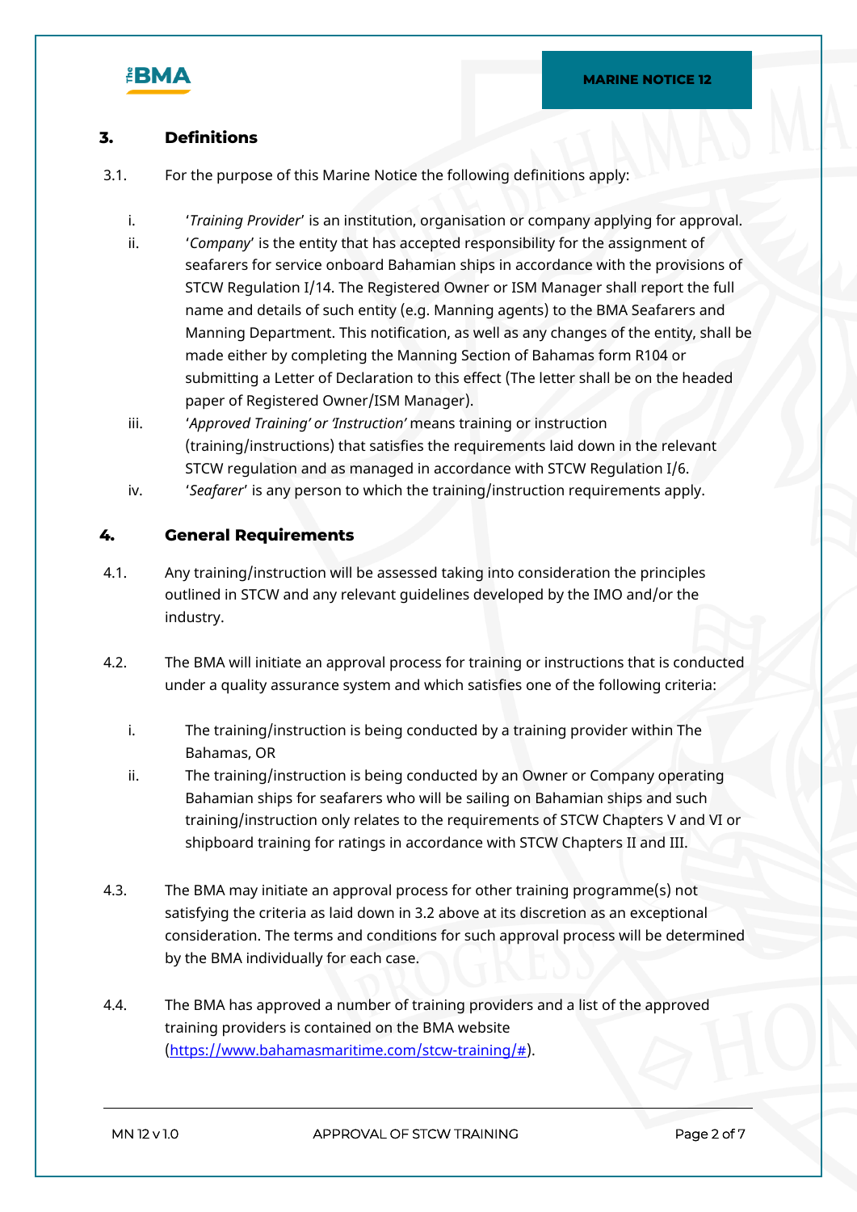## 3. Definitions

3.1. For the purpose of this Marine Notice the following definitions apply:

i. '*Training Provider*' is an institution, organisation or company applying for approval.

ii. '*Company*' is the entity that has accepted responsibility for the assignment of seafarers for service onboard Bahamian ships in accordance with the provisions of STCW Regulation I/14. The Registered Owner or ISM Manager shall report the full name and details of such entity (e.g. Manning agents) to the BMA Seafarers and Manning Department. This notification, as well as any changes of the entity, shall be made either by completing the Manning Section of Bahamas form R104 or submitting a Letter of Declaration to this effect (The letter shall be on the headed paper of Registered Owner/ISM Manager).

iii. '*Approved Training' or 'Instruction'* means training or instruction (training/instructions) that satisfies the requirements laid down in the relevant STCW regulation and as managed in accordance with STCW Regulation I/6.

iv. '*Seafarer*' is any person to which the training/instruction requirements apply.

## 4. General Requirements

4.1. Any training/instruction will be assessed taking into consideration the principles outlined in STCW and any relevant guidelines developed by the IMO and/or the industry.

4.2. The BMA will initiate an approval process for training or instructions that is conducted under a quality assurance system and which satisfies one of the following criteria:

i. The training/instruction is being conducted by a training provider within The Bahamas, OR

ii. The training/instruction is being conducted by an Owner or Company operating Bahamian ships for seafarers who will be sailing on Bahamian ships and such training/instruction only relates to the requirements of STCW Chapters V and VI or shipboard training for ratings in accordance with STCW Chapters II and III.

4.3. The BMA may initiate an approval process for other training programme(s) not satisfying the criteria as laid down in 3.2 above at its discretion as an exceptional consideration. The terms and conditions for such approval process will be determined by the BMA individually for each case.

4.4. The BMA has approved a number of training providers and a list of the approved training providers is contained on the BMA website ([https://www.bahamasmaritime.com/stcw-training/#](https://www.bahamasmaritime.com/stcw-training/#)).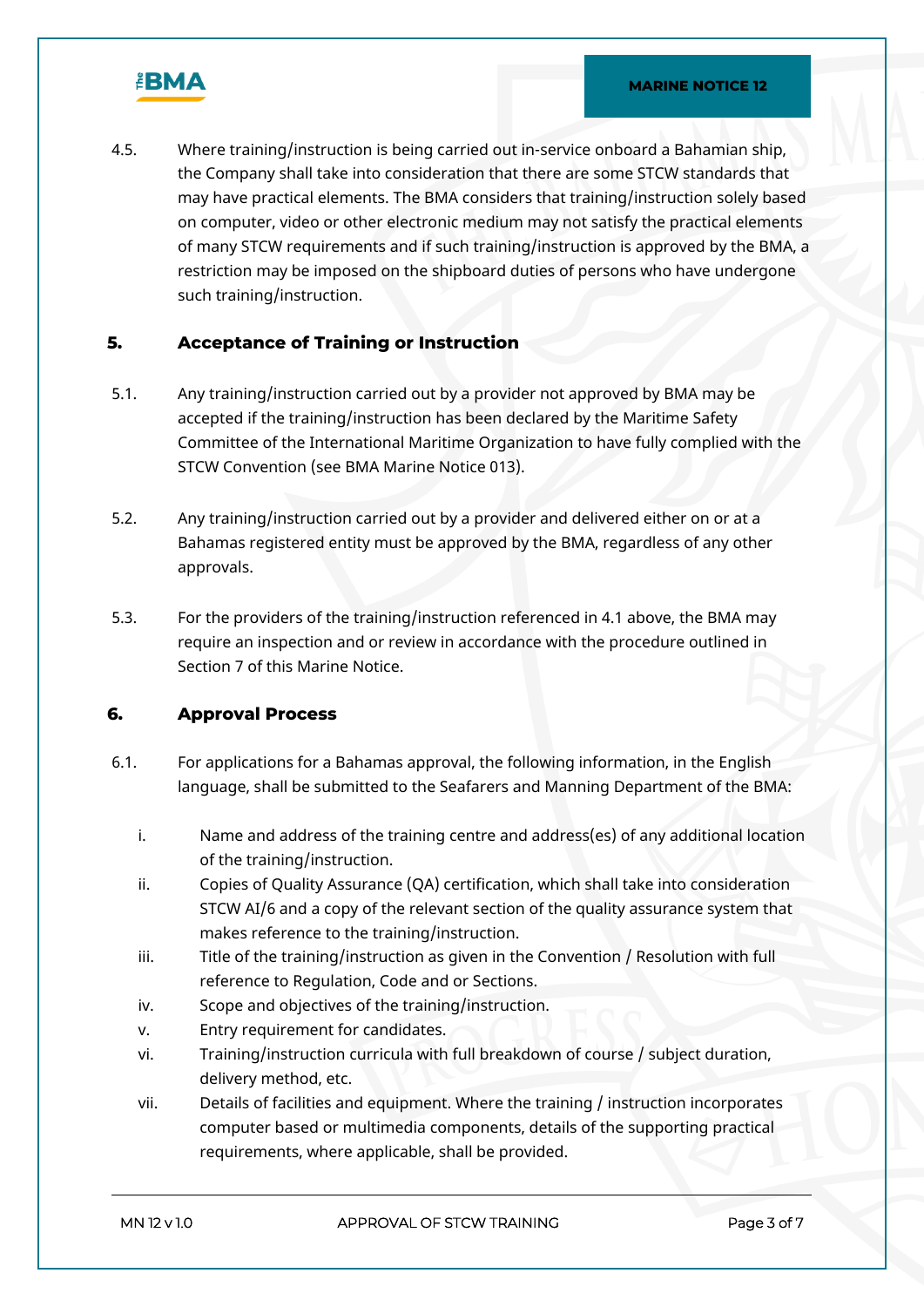4.5. Where training/instruction is being carried out in-service onboard a Bahamian ship, the Company shall take into consideration that there are some STCW standards that may have practical elements. The BMA considers that training/instruction solely based on computer, video or other electronic medium may not satisfy the practical elements of many STCW requirements and if such training/instruction is approved by the BMA, a restriction may be imposed on the shipboard duties of persons who have undergone such training/instruction.

## 5. Acceptance of Training or Instruction

5.1. Any training/instruction carried out by a provider not approved by BMA may be accepted if the training/instruction has been declared by the Maritime Safety Committee of the International Maritime Organization to have fully complied with the STCW Convention (see BMA Marine Notice 013).

5.2. Any training/instruction carried out by a provider and delivered either on or at a Bahamas registered entity must be approved by the BMA, regardless of any other approvals.

5.3. For the providers of the training/instruction referenced in 4.1 above, the BMA may require an inspection and or review in accordance with the procedure outlined in Section 7 of this Marine Notice.

## 6. Approval Process

6.1. For applications for a Bahamas approval, the following information, in the English language, shall be submitted to the Seafarers and Manning Department of the BMA:

i. Name and address of the training centre and address(es) of any additional location of the training/instruction.

ii. Copies of Quality Assurance (QA) certification, which shall take into consideration STCW AI/6 and a copy of the relevant section of the quality assurance system that makes reference to the training/instruction.

iii. Title of the training/instruction as given in the Convention / Resolution with full reference to Regulation, Code and or Sections.

iv. Scope and objectives of the training/instruction.

v. Entry requirement for candidates.

vi. Training/instruction curricula with full breakdown of course / subject duration, delivery method, etc.

vii. Details of facilities and equipment. Where the training / instruction incorporates computer based or multimedia components, details of the supporting practical requirements, where applicable, shall be provided.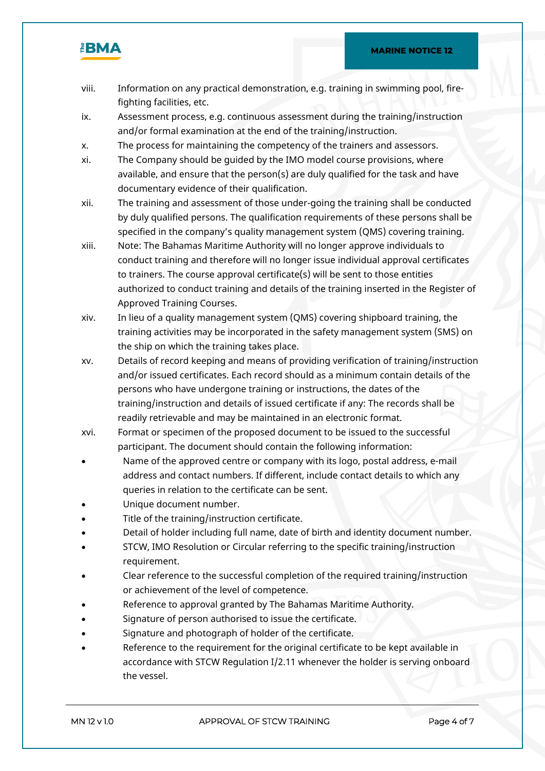viii. Information on any practical demonstration, e.g. training in swimming pool, fire-fighting facilities, etc.

ix. Assessment process, e.g. continuous assessment during the training/instruction and/or formal examination at the end of the training/instruction.

x. The process for maintaining the competency of the trainers and assessors.

xi. The Company should be guided by the IMO model course provisions, where available, and ensure that the person(s) are duly qualified for the task and have documentary evidence of their qualification.

xii. The training and assessment of those under-going the training shall be conducted by duly qualified persons. The qualification requirements of these persons shall be specified in the company's quality management system (QMS) covering training.

xiii. Note: The Bahamas Maritime Authority will no longer approve individuals to conduct training and therefore will no longer issue individual approval certificates to trainers. The course approval certificate(s) will be sent to those entities authorized to conduct training and details of the training inserted in the Register of Approved Training Courses.

xiv. In lieu of a quality management system (QMS) covering shipboard training, the training activities may be incorporated in the safety management system (SMS) on the ship on which the training takes place.

xv. Details of record keeping and means of providing verification of training/instruction and/or issued certificates. Each record should as a minimum contain details of the persons who have undergone training or instructions, the dates of the training/instruction and details of issued certificate if any: The records shall be readily retrievable and may be maintained in an electronic format.

xvi. Format or specimen of the proposed document to be issued to the successful participant. The document should contain the following information:

- Name of the approved centre or company with its logo, postal address, e-mail address and contact numbers. If different, include contact details to which any queries in relation to the certificate can be sent.
- Unique document number.
- Title of the training/instruction certificate.
- Detail of holder including full name, date of birth and identity document number.
- STCW, IMO Resolution or Circular referring to the specific training/instruction requirement.
- Clear reference to the successful completion of the required training/instruction or achievement of the level of competence.
- Reference to approval granted by The Bahamas Maritime Authority.
- Signature of person authorised to issue the certificate.
- Signature and photograph of holder of the certificate.
- Reference to the requirement for the original certificate to be kept available in accordance with STCW Regulation I/2.11 whenever the holder is serving onboard the vessel.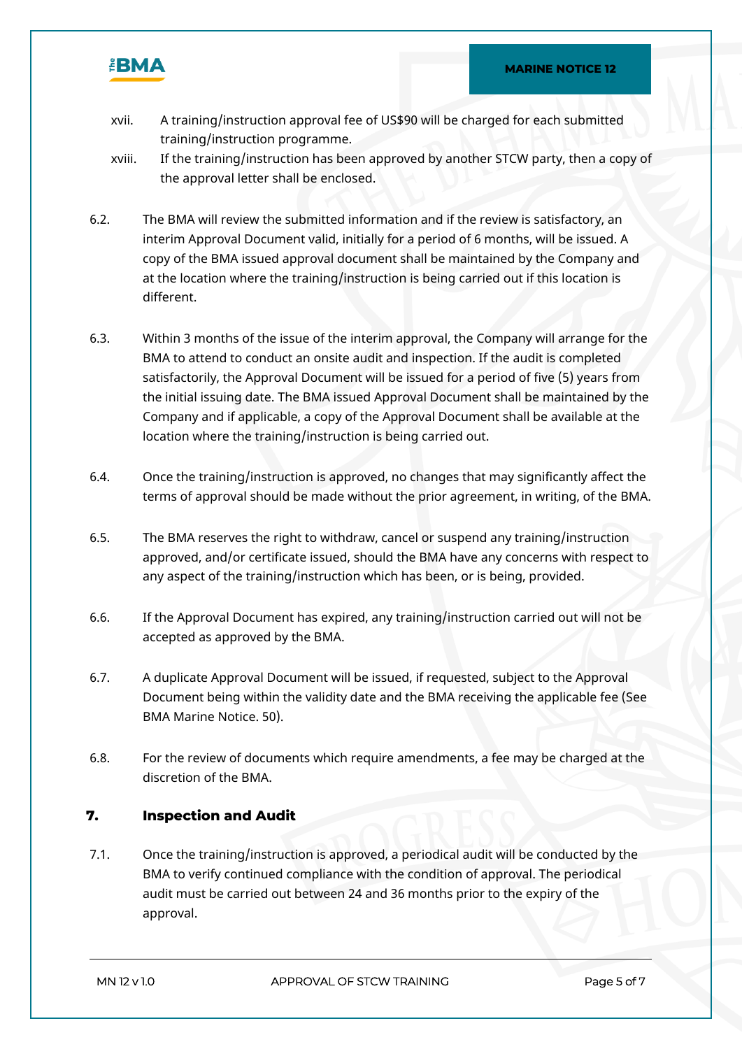xvii. A training/instruction approval fee of US$90 will be charged for each submitted training/instruction programme.

xviii. If the training/instruction has been approved by another STCW party, then a copy of the approval letter shall be enclosed.

6.2. The BMA will review the submitted information and if the review is satisfactory, an interim Approval Document valid, initially for a period of 6 months, will be issued. A copy of the BMA issued approval document shall be maintained by the Company and at the location where the training/instruction is being carried out if this location is different.

6.3. Within 3 months of the issue of the interim approval, the Company will arrange for the BMA to attend to conduct an onsite audit and inspection. If the audit is completed satisfactorily, the Approval Document will be issued for a period of five (5) years from the initial issuing date. The BMA issued Approval Document shall be maintained by the Company and if applicable, a copy of the Approval Document shall be available at the location where the training/instruction is being carried out.

6.4. Once the training/instruction is approved, no changes that may significantly affect the terms of approval should be made without the prior agreement, in writing, of the BMA.

6.5. The BMA reserves the right to withdraw, cancel or suspend any training/instruction approved, and/or certificate issued, should the BMA have any concerns with respect to any aspect of the training/instruction which has been, or is being, provided.

6.6. If the Approval Document has expired, any training/instruction carried out will not be accepted as approved by the BMA.

6.7. A duplicate Approval Document will be issued, if requested, subject to the Approval Document being within the validity date and the BMA receiving the applicable fee (See BMA Marine Notice. 50).

6.8. For the review of documents which require amendments, a fee may be charged at the discretion of the BMA.

## 7. Inspection and Audit

7.1. Once the training/instruction is approved, a periodical audit will be conducted by the BMA to verify continued compliance with the condition of approval. The periodical audit must be carried out between 24 and 36 months prior to the expiry of the approval.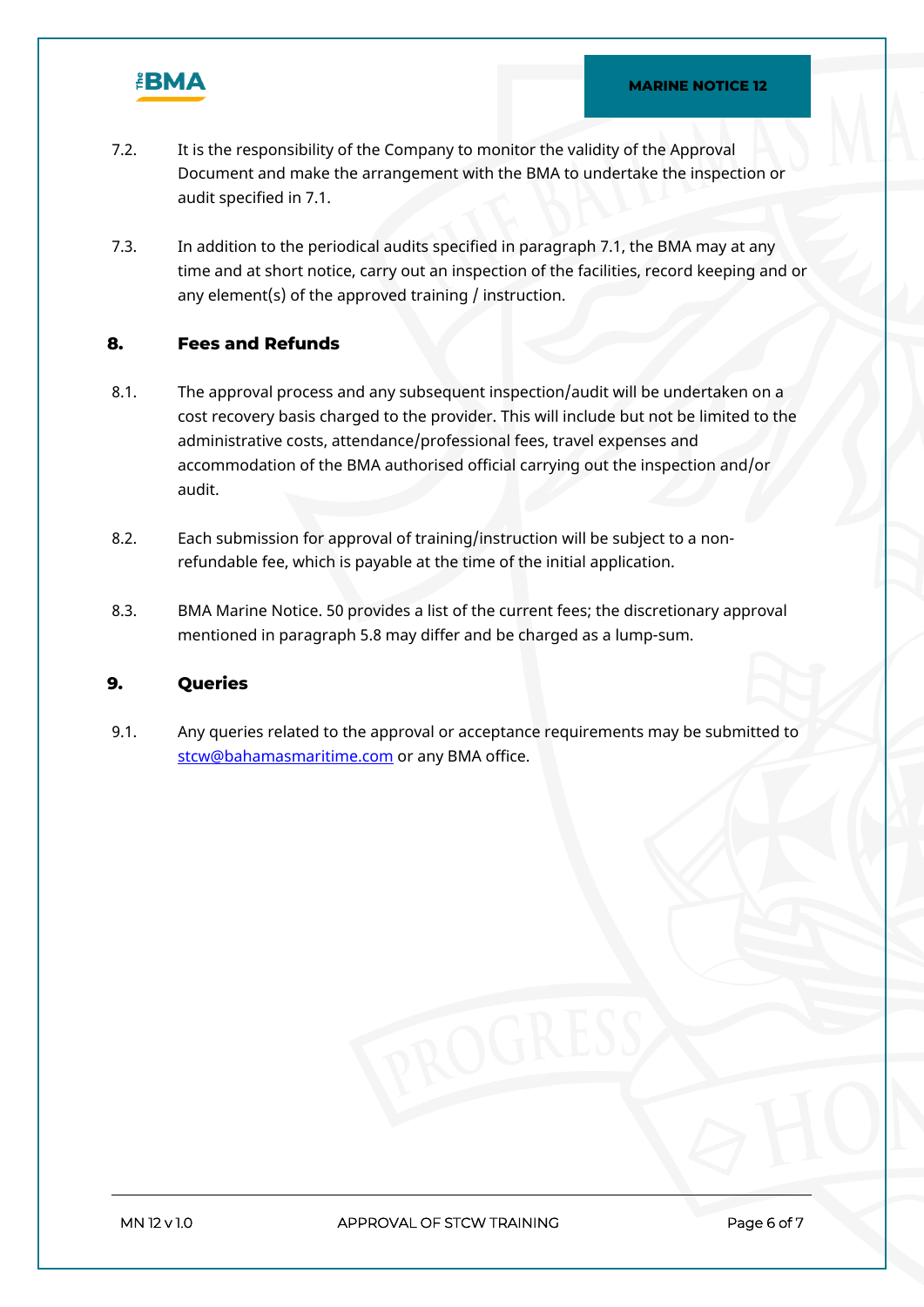7.2. It is the responsibility of the Company to monitor the validity of the Approval Document and make the arrangement with the BMA to undertake the inspection or audit specified in 7.1.

7.3. In addition to the periodical audits specified in paragraph 7.1, the BMA may at any time and at short notice, carry out an inspection of the facilities, record keeping and or any element(s) of the approved training / instruction.

## 8. Fees and Refunds

8.1. The approval process and any subsequent inspection/audit will be undertaken on a cost recovery basis charged to the provider. This will include but not be limited to the administrative costs, attendance/professional fees, travel expenses and accommodation of the BMA authorised official carrying out the inspection and/or audit.

8.2. Each submission for approval of training/instruction will be subject to a non-refundable fee, which is payable at the time of the initial application.

8.3. BMA Marine Notice. 50 provides a list of the current fees; the discretionary approval mentioned in paragraph 5.8 may differ and be charged as a lump-sum.

## 9. Queries

9.1. Any queries related to the approval or acceptance requirements may be submitted to [stcw@bahamasmaritime.com](mailto:stcw@bahamasmaritime.com) or any BMA office.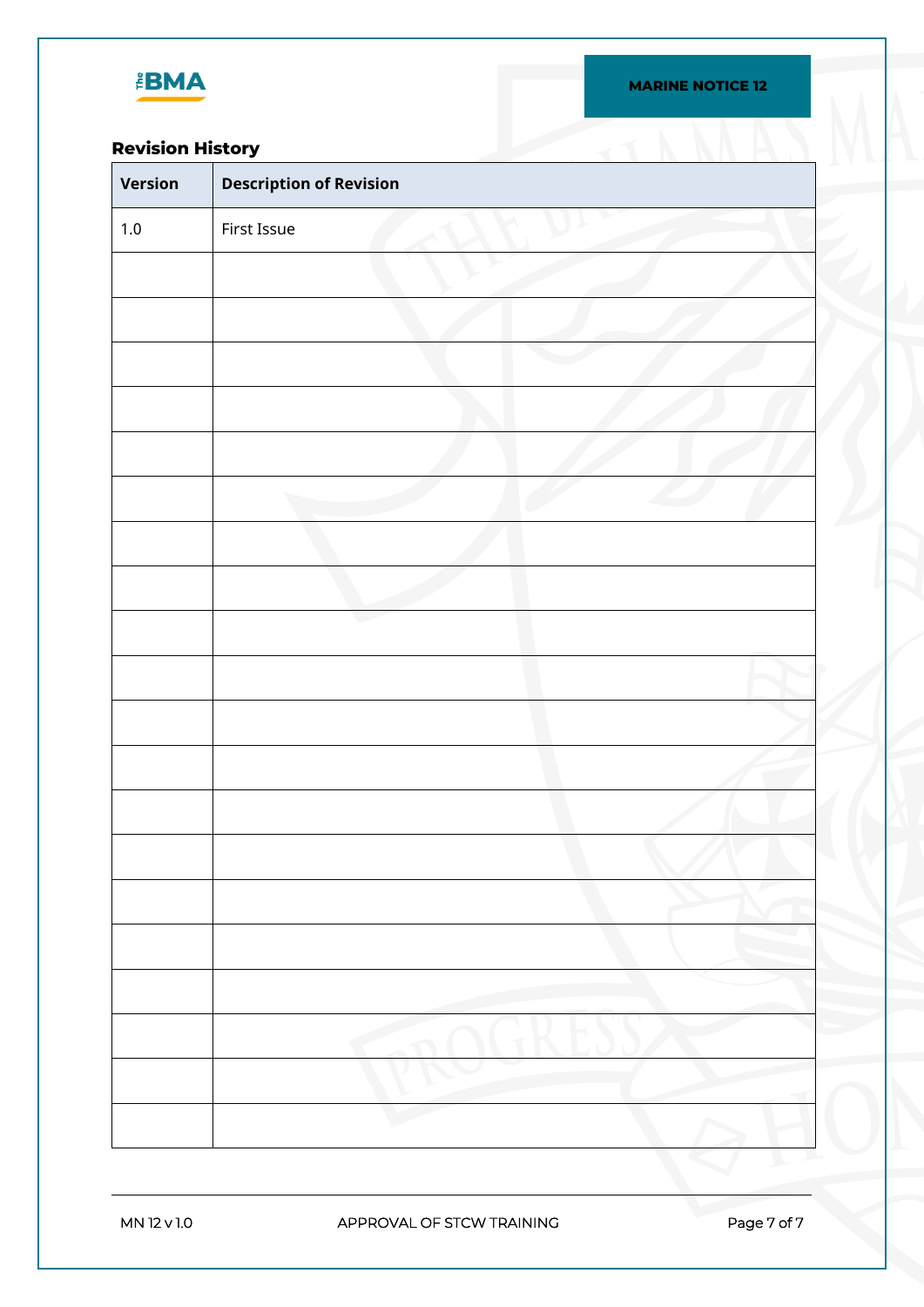## Revision History

| Version | Description of Revision |
| --- | --- |
| 1.0 | First Issue |
| | |
| | |
| | |
| | |
| | |
| | |
| | |
| | |
| | |
| | |
| | |
| | |
| | |
| | |
| | |
| | |
| | |
| | |
| | |
| | |